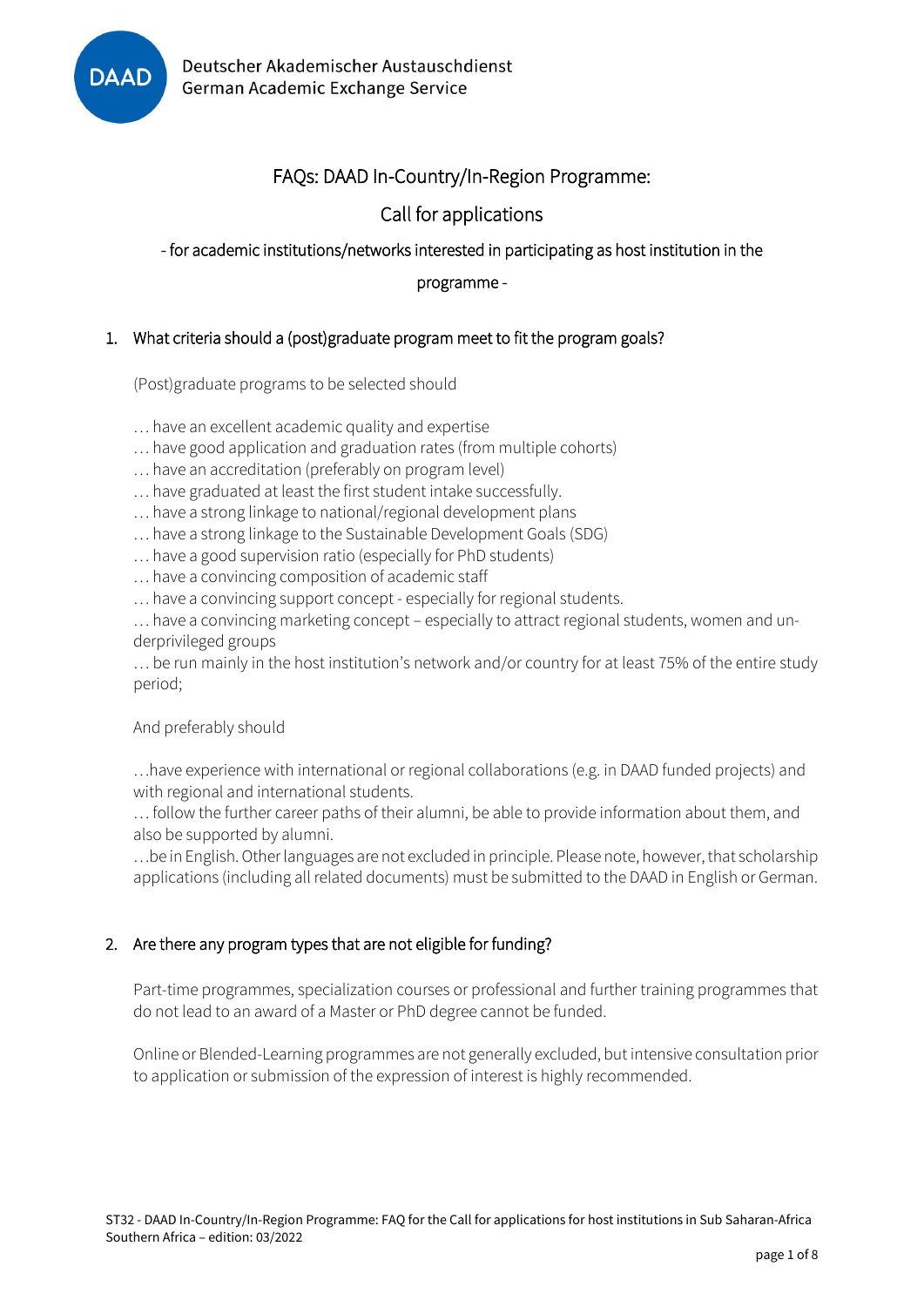Deutscher Akademischer Austauschdienst
German Academic Exchange Service

# FAQs: DAAD In-Country/In-Region Programme:

## Call for applications

### - for academic institutions/networks interested in participating as host institution in the programme -

## 1. What criteria should a (post)graduate program meet to fit the program goals?

(Post)graduate programs to be selected should

… have an excellent academic quality and expertise
… have good application and graduation rates (from multiple cohorts)
… have an accreditation (preferably on program level)
… have graduated at least the first student intake successfully.
… have a strong linkage to national/regional development plans
… have a strong linkage to the Sustainable Development Goals (SDG)
… have a good supervision ratio (especially for PhD students)
… have a convincing composition of academic staff
… have a convincing support concept - especially for regional students.
… have a convincing marketing concept – especially to attract regional students, women and underprivileged groups
… be run mainly in the host institution's network and/or country for at least 75% of the entire study period;

And preferably should

…have experience with international or regional collaborations (e.g. in DAAD funded projects) and with regional and international students.
… follow the further career paths of their alumni, be able to provide information about them, and also be supported by alumni.
…be in English. Other languages are not excluded in principle. Please note, however, that scholarship applications (including all related documents) must be submitted to the DAAD in English or German.

## 2. Are there any program types that are not eligible for funding?

Part-time programmes, specialization courses or professional and further training programmes that do not lead to an award of a Master or PhD degree cannot be funded.

Online or Blended-Learning programmes are not generally excluded, but intensive consultation prior to application or submission of the expression of interest is highly recommended.

ST32 - DAAD In-Country/In-Region Programme: FAQ for the Call for applications for host institutions in Sub Saharan-Africa Southern Africa – edition: 03/2022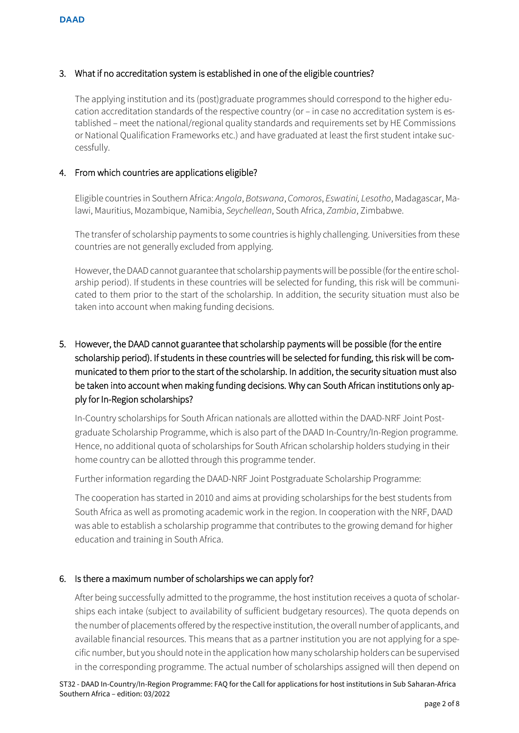## 3. What if no accreditation system is established in one of the eligible countries?

The applying institution and its (post)graduate programmes should correspond to the higher education accreditation standards of the respective country (or – in case no accreditation system is established – meet the national/regional quality standards and requirements set by HE Commissions or National Qualification Frameworks etc.) and have graduated at least the first student intake successfully.

## 4. From which countries are applications eligible?

Eligible countries in Southern Africa: *Angola*, *Botswana*, *Comoros*, *Eswatini, Lesotho*, Madagascar, Malawi, Mauritius, Mozambique, Namibia, *Seychellean*, South Africa, *Zambia*, Zimbabwe.

The transfer of scholarship payments to some countries is highly challenging. Universities from these countries are not generally excluded from applying.

However, the DAAD cannot guarantee that scholarship payments will be possible (for the entire scholarship period). If students in these countries will be selected for funding, this risk will be communicated to them prior to the start of the scholarship. In addition, the security situation must also be taken into account when making funding decisions.

## 5. However, the DAAD cannot guarantee that scholarship payments will be possible (for the entire scholarship period). If students in these countries will be selected for funding, this risk will be communicated to them prior to the start of the scholarship. In addition, the security situation must also be taken into account when making funding decisions. Why can South African institutions only apply for In-Region scholarships?

In-Country scholarships for South African nationals are allotted within the DAAD-NRF Joint Postgraduate Scholarship Programme, which is also part of the DAAD In-Country/In-Region programme. Hence, no additional quota of scholarships for South African scholarship holders studying in their home country can be allotted through this programme tender.

Further information regarding the DAAD-NRF Joint Postgraduate Scholarship Programme:

The cooperation has started in 2010 and aims at providing scholarships for the best students from South Africa as well as promoting academic work in the region. In cooperation with the NRF, DAAD was able to establish a scholarship programme that contributes to the growing demand for higher education and training in South Africa.

## 6. Is there a maximum number of scholarships we can apply for?

After being successfully admitted to the programme, the host institution receives a quota of scholarships each intake (subject to availability of sufficient budgetary resources). The quota depends on the number of placements offered by the respective institution, the overall number of applicants, and available financial resources. This means that as a partner institution you are not applying for a specific number, but you should note in the application how many scholarship holders can be supervised in the corresponding programme. The actual number of scholarships assigned will then depend on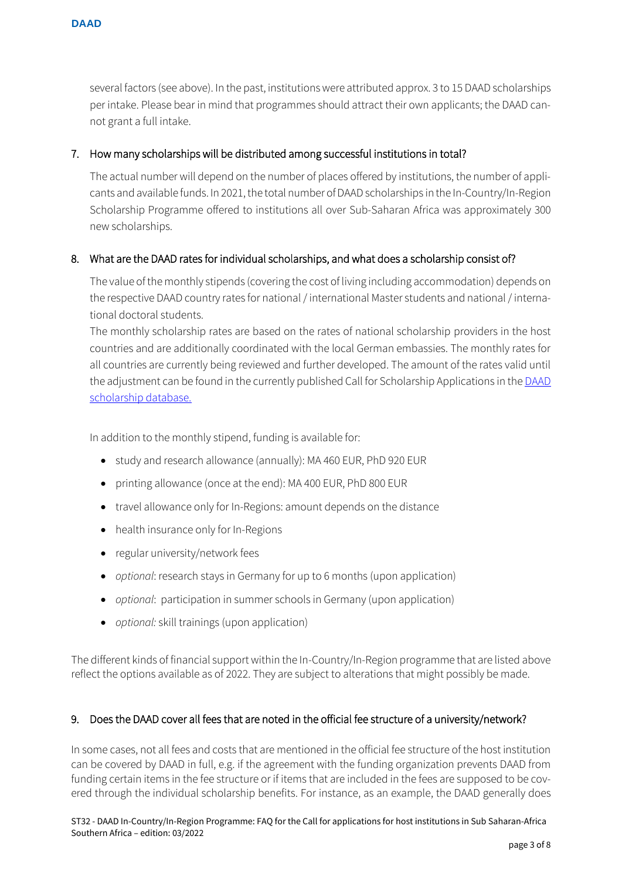several factors (see above). In the past, institutions were attributed approx. 3 to 15 DAAD scholarships per intake. Please bear in mind that programmes should attract their own applicants; the DAAD cannot grant a full intake.

7. How many scholarships will be distributed among successful institutions in total?

   The actual number will depend on the number of places offered by institutions, the number of applicants and available funds. In 2021, the total number of DAAD scholarships in the In-Country/In-Region Scholarship Programme offered to institutions all over Sub-Saharan Africa was approximately 300 new scholarships.

8. What are the DAAD rates for individual scholarships, and what does a scholarship consist of?

   The value of the monthly stipends (covering the cost of living including accommodation) depends on the respective DAAD country rates for national / international Master students and national / international doctoral students.
   The monthly scholarship rates are based on the rates of national scholarship providers in the host countries and are additionally coordinated with the local German embassies. The monthly rates for all countries are currently being reviewed and further developed. The amount of the rates valid until the adjustment can be found in the currently published Call for Scholarship Applications in the [DAAD scholarship database.]

   In addition to the monthly stipend, funding is available for:

   - study and research allowance (annually): MA 460 EUR, PhD 920 EUR
   - printing allowance (once at the end): MA 400 EUR, PhD 800 EUR
   - travel allowance only for In-Regions: amount depends on the distance
   - health insurance only for In-Regions
   - regular university/network fees
   - *optional*: research stays in Germany for up to 6 months (upon application)
   - *optional*: participation in summer schools in Germany (upon application)
   - *optional:* skill trainings (upon application)

The different kinds of financial support within the In-Country/In-Region programme that are listed above reflect the options available as of 2022. They are subject to alterations that might possibly be made.

9. Does the DAAD cover all fees that are noted in the official fee structure of a university/network?

In some cases, not all fees and costs that are mentioned in the official fee structure of the host institution can be covered by DAAD in full, e.g. if the agreement with the funding organization prevents DAAD from funding certain items in the fee structure or if items that are included in the fees are supposed to be covered through the individual scholarship benefits. For instance, as an example, the DAAD generally does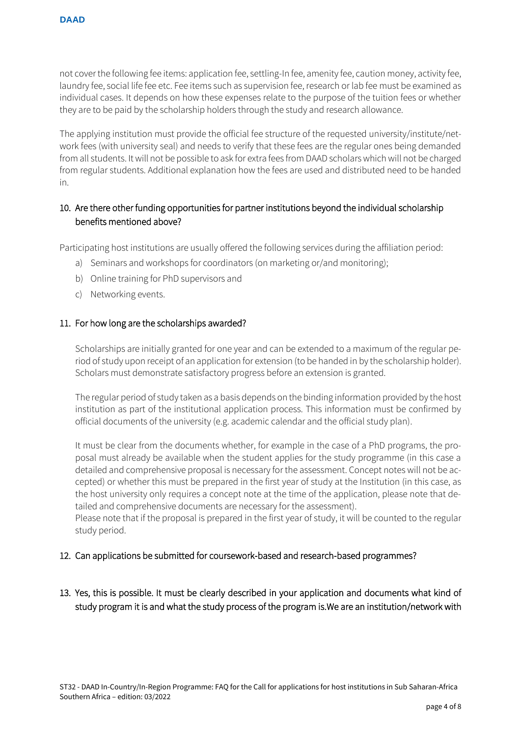not cover the following fee items: application fee, settling-In fee, amenity fee, caution money, activity fee, laundry fee, social life fee etc. Fee items such as supervision fee, research or lab fee must be examined as individual cases. It depends on how these expenses relate to the purpose of the tuition fees or whether they are to be paid by the scholarship holders through the study and research allowance.

The applying institution must provide the official fee structure of the requested university/institute/network fees (with university seal) and needs to verify that these fees are the regular ones being demanded from all students. It will not be possible to ask for extra fees from DAAD scholars which will not be charged from regular students. Additional explanation how the fees are used and distributed need to be handed in.

## 10. Are there other funding opportunities for partner institutions beyond the individual scholarship benefits mentioned above?

Participating host institutions are usually offered the following services during the affiliation period:

a) Seminars and workshops for coordinators (on marketing or/and monitoring);
b) Online training for PhD supervisors and
c) Networking events.

## 11. For how long are the scholarships awarded?

Scholarships are initially granted for one year and can be extended to a maximum of the regular period of study upon receipt of an application for extension (to be handed in by the scholarship holder). Scholars must demonstrate satisfactory progress before an extension is granted.

The regular period of study taken as a basis depends on the binding information provided by the host institution as part of the institutional application process. This information must be confirmed by official documents of the university (e.g. academic calendar and the official study plan).

It must be clear from the documents whether, for example in the case of a PhD programs, the proposal must already be available when the student applies for the study programme (in this case a detailed and comprehensive proposal is necessary for the assessment. Concept notes will not be accepted) or whether this must be prepared in the first year of study at the Institution (in this case, as the host university only requires a concept note at the time of the application, please note that detailed and comprehensive documents are necessary for the assessment).
Please note that if the proposal is prepared in the first year of study, it will be counted to the regular study period.

## 12. Can applications be submitted for coursework-based and research-based programmes?

## 13. Yes, this is possible. It must be clearly described in your application and documents what kind of study program it is and what the study process of the program is.We are an institution/network with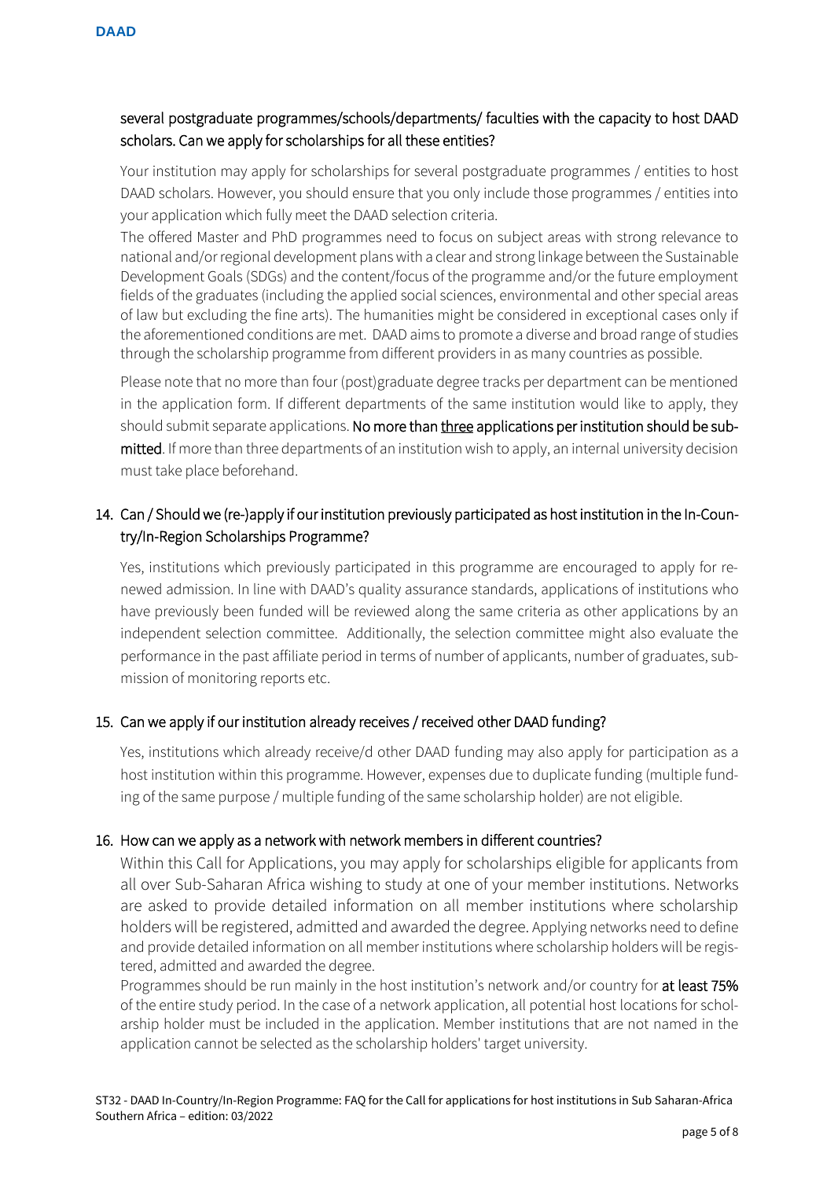several postgraduate programmes/schools/departments/ faculties with the capacity to host DAAD scholars. Can we apply for scholarships for all these entities?

Your institution may apply for scholarships for several postgraduate programmes / entities to host DAAD scholars. However, you should ensure that you only include those programmes / entities into your application which fully meet the DAAD selection criteria.

The offered Master and PhD programmes need to focus on subject areas with strong relevance to national and/or regional development plans with a clear and strong linkage between the Sustainable Development Goals (SDGs) and the content/focus of the programme and/or the future employment fields of the graduates (including the applied social sciences, environmental and other special areas of law but excluding the fine arts). The humanities might be considered in exceptional cases only if the aforementioned conditions are met. DAAD aims to promote a diverse and broad range of studies through the scholarship programme from different providers in as many countries as possible.

Please note that no more than four (post)graduate degree tracks per department can be mentioned in the application form. If different departments of the same institution would like to apply, they should submit separate applications. **No more than <u>three</u> applications per institution should be submitted**. If more than three departments of an institution wish to apply, an internal university decision must take place beforehand.

### 14. Can / Should we (re-)apply if our institution previously participated as host institution in the In-Country/In-Region Scholarships Programme?

Yes, institutions which previously participated in this programme are encouraged to apply for renewed admission. In line with DAAD's quality assurance standards, applications of institutions who have previously been funded will be reviewed along the same criteria as other applications by an independent selection committee. Additionally, the selection committee might also evaluate the performance in the past affiliate period in terms of number of applicants, number of graduates, submission of monitoring reports etc.

### 15. Can we apply if our institution already receives / received other DAAD funding?

Yes, institutions which already receive/d other DAAD funding may also apply for participation as a host institution within this programme. However, expenses due to duplicate funding (multiple funding of the same purpose / multiple funding of the same scholarship holder) are not eligible.

### 16. How can we apply as a network with network members in different countries?

Within this Call for Applications, you may apply for scholarships eligible for applicants from all over Sub-Saharan Africa wishing to study at one of your member institutions. Networks are asked to provide detailed information on all member institutions where scholarship holders will be registered, admitted and awarded the degree. Applying networks need to define and provide detailed information on all member institutions where scholarship holders will be registered, admitted and awarded the degree.

Programmes should be run mainly in the host institution's network and/or country for **at least 75%** of the entire study period. In the case of a network application, all potential host locations for scholarship holder must be included in the application. Member institutions that are not named in the application cannot be selected as the scholarship holders' target university.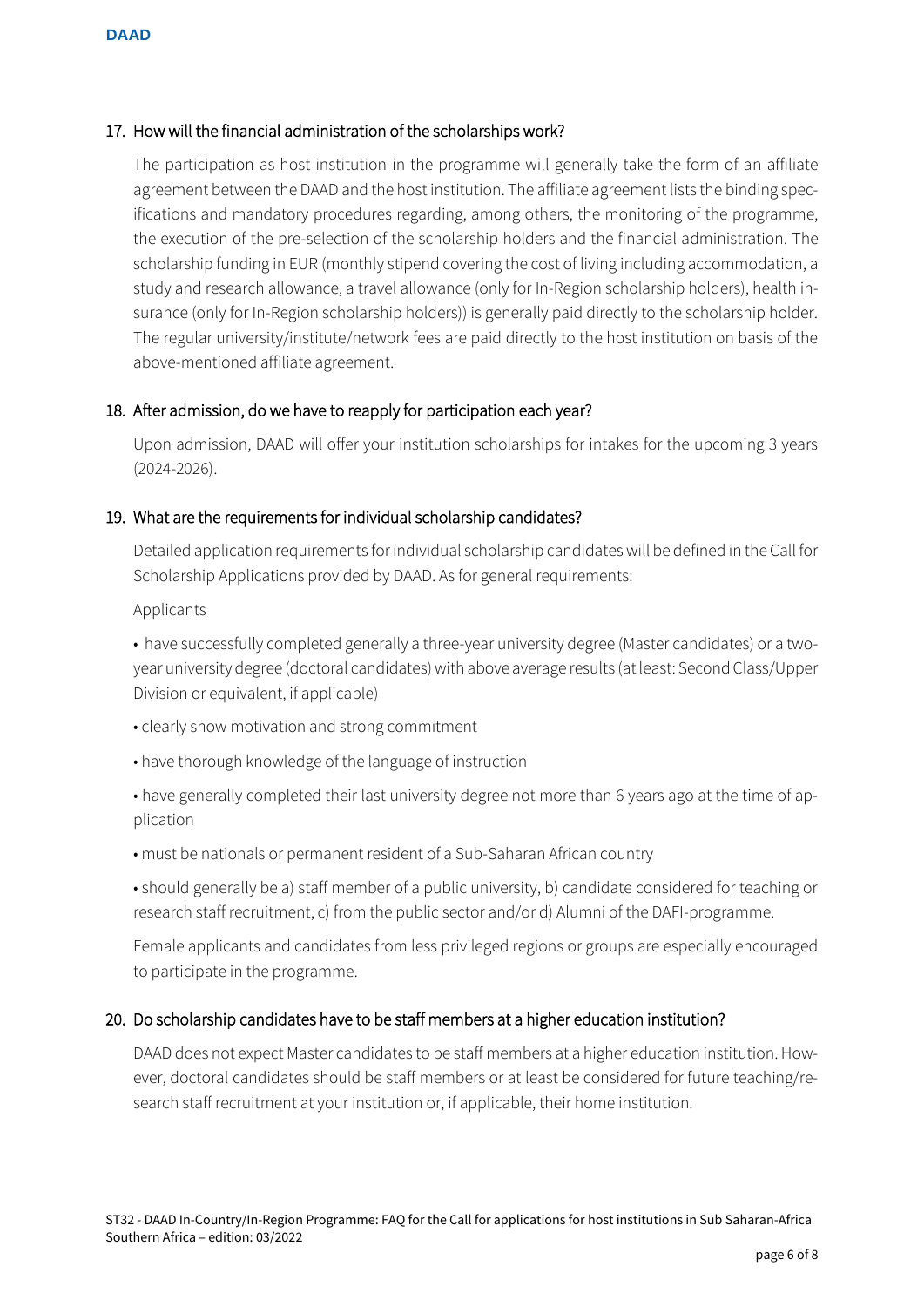## 17. How will the financial administration of the scholarships work?

The participation as host institution in the programme will generally take the form of an affiliate agreement between the DAAD and the host institution. The affiliate agreement lists the binding specifications and mandatory procedures regarding, among others, the monitoring of the programme, the execution of the pre-selection of the scholarship holders and the financial administration. The scholarship funding in EUR (monthly stipend covering the cost of living including accommodation, a study and research allowance, a travel allowance (only for In-Region scholarship holders), health insurance (only for In-Region scholarship holders)) is generally paid directly to the scholarship holder. The regular university/institute/network fees are paid directly to the host institution on basis of the above-mentioned affiliate agreement.

## 18. After admission, do we have to reapply for participation each year?

Upon admission, DAAD will offer your institution scholarships for intakes for the upcoming 3 years (2024-2026).

## 19. What are the requirements for individual scholarship candidates?

Detailed application requirements for individual scholarship candidates will be defined in the Call for Scholarship Applications provided by DAAD. As for general requirements:

Applicants

- have successfully completed generally a three-year university degree (Master candidates) or a two-year university degree (doctoral candidates) with above average results (at least: Second Class/Upper Division or equivalent, if applicable)
- clearly show motivation and strong commitment
- have thorough knowledge of the language of instruction
- have generally completed their last university degree not more than 6 years ago at the time of application
- must be nationals or permanent resident of a Sub-Saharan African country
- should generally be a) staff member of a public university, b) candidate considered for teaching or research staff recruitment, c) from the public sector and/or d) Alumni of the DAFI-programme.

Female applicants and candidates from less privileged regions or groups are especially encouraged to participate in the programme.

## 20. Do scholarship candidates have to be staff members at a higher education institution?

DAAD does not expect Master candidates to be staff members at a higher education institution. However, doctoral candidates should be staff members or at least be considered for future teaching/research staff recruitment at your institution or, if applicable, their home institution.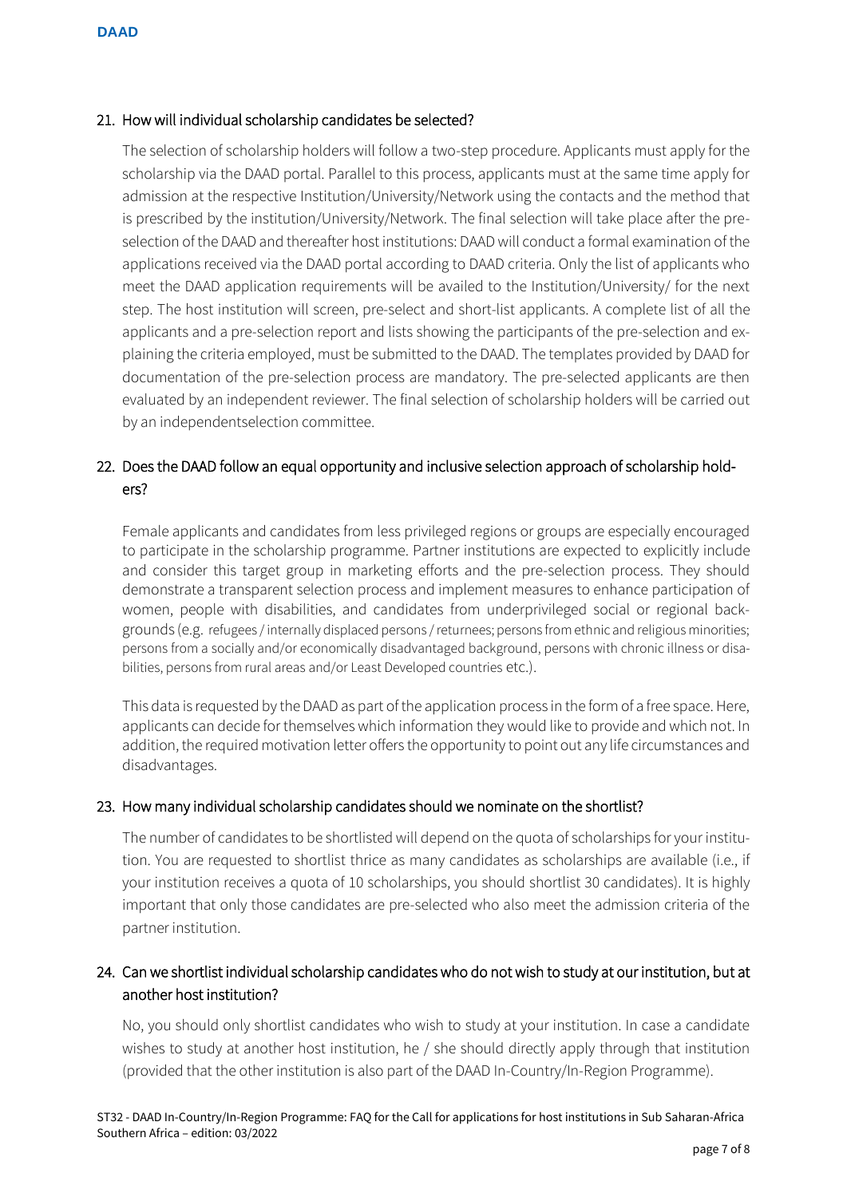## 21. How will individual scholarship candidates be selected?

The selection of scholarship holders will follow a two-step procedure. Applicants must apply for the scholarship via the DAAD portal. Parallel to this process, applicants must at the same time apply for admission at the respective Institution/University/Network using the contacts and the method that is prescribed by the institution/University/Network. The final selection will take place after the pre-selection of the DAAD and thereafter host institutions: DAAD will conduct a formal examination of the applications received via the DAAD portal according to DAAD criteria. Only the list of applicants who meet the DAAD application requirements will be availed to the Institution/University/ for the next step. The host institution will screen, pre-select and short-list applicants. A complete list of all the applicants and a pre-selection report and lists showing the participants of the pre-selection and explaining the criteria employed, must be submitted to the DAAD. The templates provided by DAAD for documentation of the pre-selection process are mandatory. The pre-selected applicants are then evaluated by an independent reviewer. The final selection of scholarship holders will be carried out by an independentselection committee.

## 22. Does the DAAD follow an equal opportunity and inclusive selection approach of scholarship holders?

Female applicants and candidates from less privileged regions or groups are especially encouraged to participate in the scholarship programme. Partner institutions are expected to explicitly include and consider this target group in marketing efforts and the pre-selection process. They should demonstrate a transparent selection process and implement measures to enhance participation of women, people with disabilities, and candidates from underprivileged social or regional backgrounds (e.g. refugees / internally displaced persons / returnees; persons from ethnic and religious minorities; persons from a socially and/or economically disadvantaged background, persons with chronic illness or disabilities, persons from rural areas and/or Least Developed countries etc.).

This data is requested by the DAAD as part of the application process in the form of a free space. Here, applicants can decide for themselves which information they would like to provide and which not. In addition, the required motivation letter offers the opportunity to point out any life circumstances and disadvantages.

## 23. How many individual scholarship candidates should we nominate on the shortlist?

The number of candidates to be shortlisted will depend on the quota of scholarships for your institution. You are requested to shortlist thrice as many candidates as scholarships are available (i.e., if your institution receives a quota of 10 scholarships, you should shortlist 30 candidates). It is highly important that only those candidates are pre-selected who also meet the admission criteria of the partner institution.

## 24. Can we shortlist individual scholarship candidates who do not wish to study at our institution, but at another host institution?

No, you should only shortlist candidates who wish to study at your institution. In case a candidate wishes to study at another host institution, he / she should directly apply through that institution (provided that the other institution is also part of the DAAD In-Country/In-Region Programme).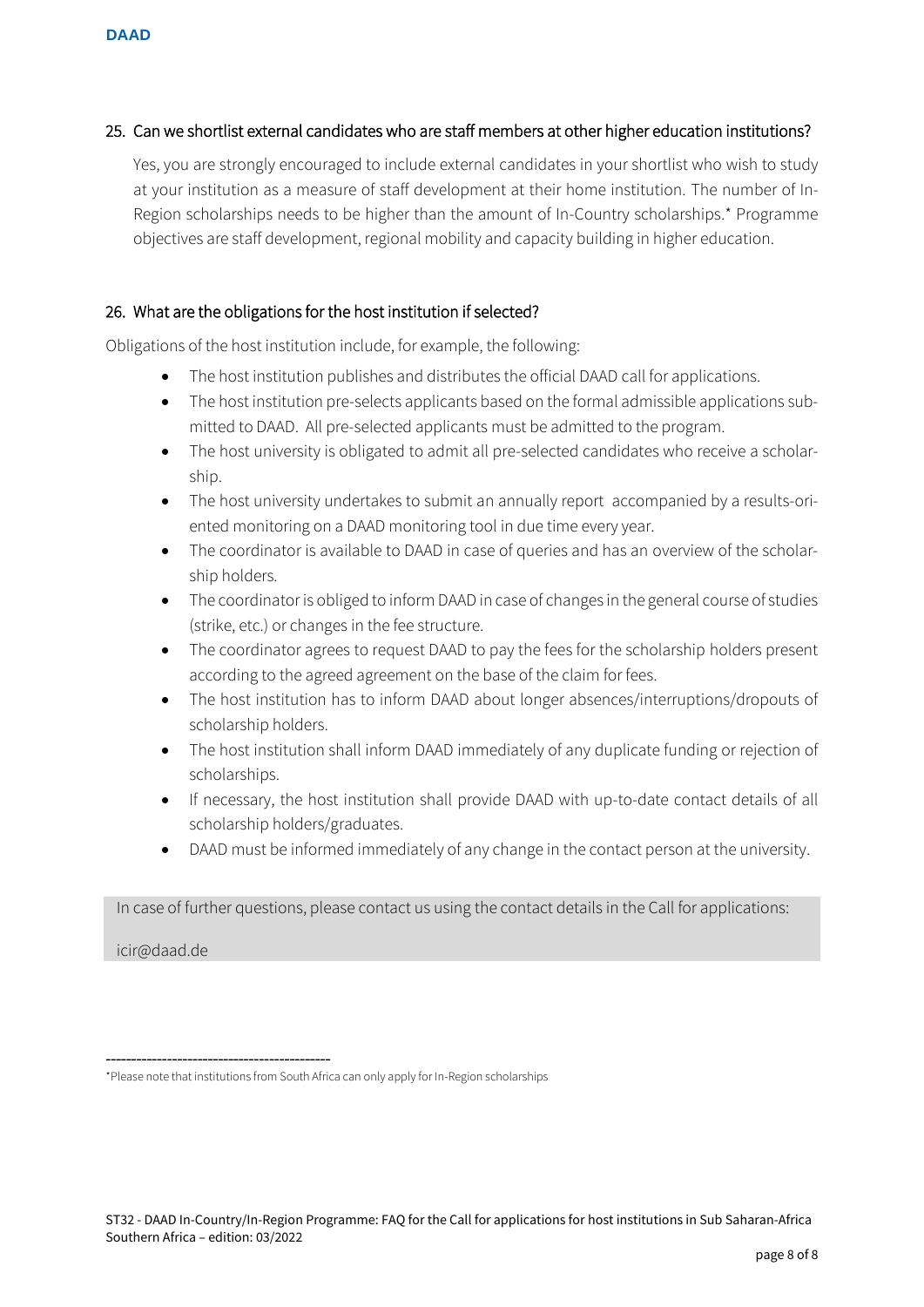## 25. Can we shortlist external candidates who are staff members at other higher education institutions?

Yes, you are strongly encouraged to include external candidates in your shortlist who wish to study at your institution as a measure of staff development at their home institution. The number of In-Region scholarships needs to be higher than the amount of In-Country scholarships.* Programme objectives are staff development, regional mobility and capacity building in higher education.

## 26. What are the obligations for the host institution if selected?

Obligations of the host institution include, for example, the following:

- The host institution publishes and distributes the official DAAD call for applications.
- The host institution pre-selects applicants based on the formal admissible applications submitted to DAAD. All pre-selected applicants must be admitted to the program.
- The host university is obligated to admit all pre-selected candidates who receive a scholarship.
- The host university undertakes to submit an annually report accompanied by a results-oriented monitoring on a DAAD monitoring tool in due time every year.
- The coordinator is available to DAAD in case of queries and has an overview of the scholarship holders.
- The coordinator is obliged to inform DAAD in case of changes in the general course of studies (strike, etc.) or changes in the fee structure.
- The coordinator agrees to request DAAD to pay the fees for the scholarship holders present according to the agreed agreement on the base of the claim for fees.
- The host institution has to inform DAAD about longer absences/interruptions/dropouts of scholarship holders.
- The host institution shall inform DAAD immediately of any duplicate funding or rejection of scholarships.
- If necessary, the host institution shall provide DAAD with up-to-date contact details of all scholarship holders/graduates.
- DAAD must be informed immediately of any change in the contact person at the university.

In case of further questions, please contact us using the contact details in the Call for applications:

icir@daad.de

---

*Please note that institutions from South Africa can only apply for In-Region scholarships